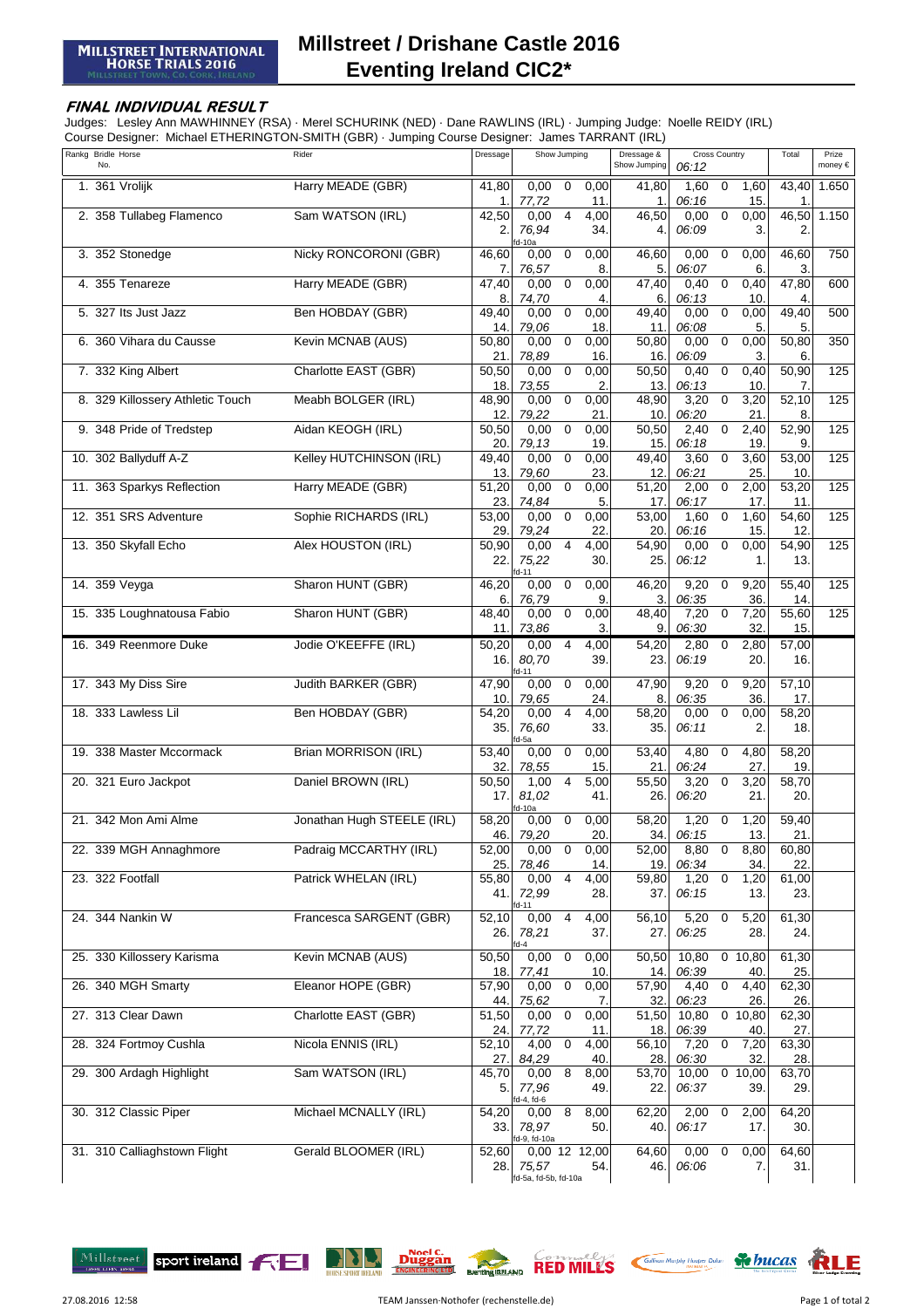# Millstreet / Drishane Castle 2016
## Eventing Ireland CIC2*

MILLSTREET INTERNATIONAL HORSE TRIALS 2016
MILLSTREET TOWN, CO. CORK, IRELAND

### FINAL INDIVIDUAL RESULT

Judges: Lesley Ann MAWHINNEY (RSA) · Merel SCHURINK (NED) · Dane RAWLINS (IRL) · Jumping Judge: Noelle REIDY (IRL)
Course Designer: Michael ETHERINGTON-SMITH (GBR) · Jumping Course Designer: James TARRANT (IRL)

| Rankg | Bridle No. | Horse | Rider | Dressage | Show Jumping | | | Dressage & Show Jumping | Cross Country 06:12 | | | Total | Prize money € |
|---|---|---|---|---|---|---|---|---|---|---|---|---|---|
| 1. | 361 | Vrolijk | Harry MEADE (GBR) | 41,80 1. | 0,00 77,72 | 0 | 0,00 11. | 41,80 1. | 1,60 06:16 | 0 | 1,60 15. | 43,40 1. | 1.650 |
| 2. | 358 | Tullabeg Flamenco | Sam WATSON (IRL) | 42,50 2. | 0,00 76,94 fd-10a | 4 | 4,00 34. | 46,50 4. | 0,00 06:09 | 0 | 0,00 3. | 46,50 2. | 1.150 |
| 3. | 352 | Stonedge | Nicky RONCORONI (GBR) | 46,60 7. | 0,00 76,57 | 0 | 0,00 8. | 46,60 5. | 0,00 06:07 | 0 | 0,00 6. | 46,60 3. | 750 |
| 4. | 355 | Tenareze | Harry MEADE (GBR) | 47,40 8. | 0,00 74,70 | 0 | 0,00 4. | 47,40 6. | 0,40 06:13 | 0 | 0,40 10. | 47,80 4. | 600 |
| 5. | 327 | Its Just Jazz | Ben HOBDAY (GBR) | 49,40 14. | 0,00 79,06 | 0 | 0,00 18. | 49,40 11. | 0,00 06:08 | 0 | 0,00 5. | 49,40 5. | 500 |
| 6. | 360 | Vihara du Causse | Kevin MCNAB (AUS) | 50,80 21. | 0,00 78,89 | 0 | 0,00 16. | 50,80 16. | 0,00 06:09 | 0 | 0,00 3. | 50,80 6. | 350 |
| 7. | 332 | King Albert | Charlotte EAST (GBR) | 50,50 18. | 0,00 73,55 | 0 | 0,00 2. | 50,50 13. | 0,40 06:13 | 0 | 0,40 10. | 50,90 7. | 125 |
| 8. | 329 | Killossery Athletic Touch | Meabh BOLGER (IRL) | 48,90 12. | 0,00 79,22 | 0 | 0,00 21. | 48,90 10. | 3,20 06:20 | 0 | 3,20 21. | 52,10 8. | 125 |
| 9. | 348 | Pride of Tredstep | Aidan KEOGH (IRL) | 50,50 20. | 0,00 79,13 | 0 | 0,00 19. | 50,50 15. | 2,40 06:18 | 0 | 2,40 19. | 52,90 9. | 125 |
| 10. | 302 | Ballyduff A-Z | Kelley HUTCHINSON (IRL) | 49,40 13. | 0,00 79,60 | 0 | 0,00 23. | 49,40 12. | 3,60 06:21 | 0 | 3,60 25. | 53,00 10. | 125 |
| 11. | 363 | Sparkys Reflection | Harry MEADE (GBR) | 51,20 23. | 0,00 74,84 | 0 | 0,00 5. | 51,20 17. | 2,00 06:17 | 0 | 2,00 17. | 53,20 11. | 125 |
| 12. | 351 | SRS Adventure | Sophie RICHARDS (IRL) | 53,00 29. | 0,00 79,24 | 0 | 0,00 22. | 53,00 20. | 1,60 06:16 | 0 | 1,60 15. | 54,60 12. | 125 |
| 13. | 350 | Skyfall Echo | Alex HOUSTON (IRL) | 50,90 22. | 0,00 75,22 fd-11 | 4 | 4,00 30. | 54,90 25. | 0,00 06:12 | 0 | 0,00 1. | 54,90 13. | 125 |
| 14. | 359 | Veyga | Sharon HUNT (GBR) | 46,20 6. | 0,00 76,79 | 0 | 0,00 9. | 46,20 3. | 9,20 06:35 | 0 | 9,20 36. | 55,40 14. | 125 |
| 15. | 335 | Loughnatousa Fabio | Sharon HUNT (GBR) | 48,40 11. | 0,00 73,86 | 0 | 0,00 3. | 48,40 9. | 7,20 06:30 | 0 | 7,20 32. | 55,60 15. | 125 |
| 16. | 349 | Reenmore Duke | Jodie O'KEEFFE (IRL) | 50,20 16. | 0,00 80,70 fd-11 | 4 | 4,00 39. | 54,20 23. | 2,80 06:19 | 0 | 2,80 20. | 57,00 16. | |
| 17. | 343 | My Diss Sire | Judith BARKER (GBR) | 47,90 10. | 0,00 79,65 | 0 | 0,00 24. | 47,90 8. | 9,20 06:35 | 0 | 9,20 36. | 57,10 17. | |
| 18. | 333 | Lawless Lil | Ben HOBDAY (GBR) | 54,20 35. | 0,00 76,60 fd-5a | 4 | 4,00 33. | 58,20 35. | 0,00 06:11 | 0 | 0,00 2. | 58,20 18. | |
| 19. | 338 | Master Mccormack | Brian MORRISON (IRL) | 53,40 32. | 0,00 78,55 | 0 | 0,00 15. | 53,40 21. | 4,80 06:24 | 0 | 4,80 27. | 58,20 19. | |
| 20. | 321 | Euro Jackpot | Daniel BROWN (IRL) | 50,50 17. | 1,00 81,02 fd-10a | 4 | 5,00 41. | 55,50 26. | 3,20 06:20 | 0 | 3,20 21. | 58,70 20. | |
| 21. | 342 | Mon Ami Alme | Jonathan Hugh STEELE (IRL) | 58,20 46. | 0,00 79,20 | 0 | 0,00 20. | 58,20 34. | 1,20 06:15 | 0 | 1,20 13. | 59,40 21. | |
| 22. | 339 | MGH Annaghmore | Padraig MCCARTHY (IRL) | 52,00 25. | 0,00 78,46 | 0 | 0,00 14. | 52,00 19. | 8,80 06:34 | 0 | 8,80 34. | 60,80 22. | |
| 23. | 322 | Footfall | Patrick WHELAN (IRL) | 55,80 41. | 0,00 72,99 fd-11 | 4 | 4,00 28. | 59,80 37. | 1,20 06:15 | 0 | 1,20 13. | 61,00 23. | |
| 24. | 344 | Nankin W | Francesca SARGENT (GBR) | 52,10 26. | 0,00 78,21 fd-4 | 4 | 4,00 37. | 56,10 27. | 5,20 06:25 | 0 | 5,20 28. | 61,30 24. | |
| 25. | 330 | Killossery Karisma | Kevin MCNAB (AUS) | 50,50 18. | 0,00 77,41 | 0 | 0,00 10. | 50,50 14. | 10,80 06:39 | 0 | 10,80 40. | 61,30 25. | |
| 26. | 340 | MGH Smarty | Eleanor HOPE (GBR) | 57,90 44. | 0,00 75,62 | 0 | 0,00 7. | 57,90 32. | 4,40 06:23 | 0 | 4,40 26. | 62,30 26. | |
| 27. | 313 | Clear Dawn | Charlotte EAST (GBR) | 51,50 24. | 0,00 77,72 | 0 | 0,00 11. | 51,50 18. | 10,80 06:39 | 0 | 10,80 40. | 62,30 27. | |
| 28. | 324 | Fortmoy Cushla | Nicola ENNIS (IRL) | 52,10 27. | 4,00 84,29 | 0 | 4,00 40. | 56,10 28. | 7,20 06:30 | 0 | 7,20 32. | 63,30 28. | |
| 29. | 300 | Ardagh Highlight | Sam WATSON (IRL) | 45,70 5. | 0,00 77,96 fd-4, fd-6 | 8 | 8,00 49. | 53,70 22. | 10,00 06:37 | 0 | 10,00 39. | 63,70 29. | |
| 30. | 312 | Classic Piper | Michael MCNALLY (IRL) | 54,20 33. | 0,00 78,97 fd-9, fd-10a | 8 | 8,00 50. | 62,20 40. | 2,00 06:17 | 0 | 2,00 17. | 64,20 30. | |
| 31. | 310 | Calliaghstown Flight | Gerald BLOOMER (IRL) | 52,60 28. | 0,00 75,57 fd-5a, fd-5b, fd-10a | 12 | 12,00 54. | 64,60 46. | 0,00 06:06 | 0 | 0,00 7. | 64,60 31. | |

27.08.2016 12:58 — TEAM Janssen-Nothofer (rechenstelle.de)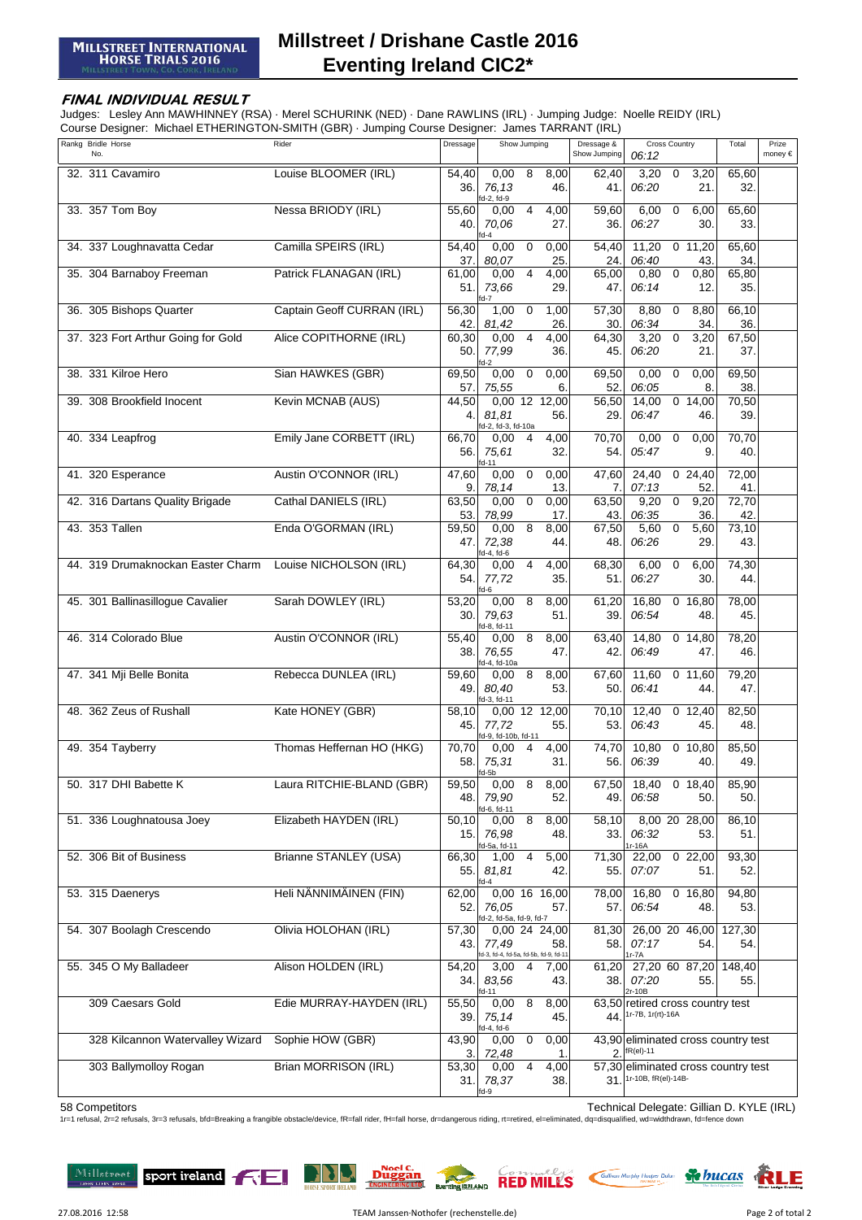# Millstreet / Drishane Castle 2016
# Eventing Ireland CIC2*

**MILLSTREET INTERNATIONAL HORSE TRIALS 2016**
Millstreet Town, Co. Cork, Ireland

### *FINAL INDIVIDUAL RESULT*

Judges: Lesley Ann MAWHINNEY (RSA) · Merel SCHURINK (NED) · Dane RAWLINS (IRL) · Jumping Judge: Noelle REIDY (IRL)
Course Designer: Michael ETHERINGTON-SMITH (GBR) · Jumping Course Designer: James TARRANT (IRL)

| Rankg | Bridle No. | Horse | Rider | Dressage | Show Jumping | | | Dressage & Show Jumping | Cross Country 06:12 | | | Total | Prize money € |
|---|---|---|---|---|---|---|---|---|---|---|---|---|---|
| 32. | 311 | Cavamiro | Louise BLOOMER (IRL) | 54,40 / 36. | 0,00 / *76,13* / fd-2, fd-9 | 8 | 8,00 / 46. | 62,40 / 41. | 3,20 / *06:20* | 0 | 3,20 / 21. | 65,60 / 32. | |
| 33. | 357 | Tom Boy | Nessa BRIODY (IRL) | 55,60 / 40. | 0,00 / *70,06* / fd-4 | 4 | 4,00 / 27. | 59,60 / 36. | 6,00 / *06:27* | 0 | 6,00 / 30. | 65,60 / 33. | |
| 34. | 337 | Loughnavatta Cedar | Camilla SPEIRS (IRL) | 54,40 / 37. | 0,00 / *80,07* | 0 | 0,00 / 25. | 54,40 / 24. | 11,20 / *06:40* | 0 | 11,20 / 43. | 65,60 / 34. | |
| 35. | 304 | Barnaboy Freeman | Patrick FLANAGAN (IRL) | 61,00 / 51. | 0,00 / *73,66* / fd-7 | 4 | 4,00 / 29. | 65,00 / 47. | 0,80 / *06:14* | 0 | 0,80 / 12. | 65,80 / 35. | |
| 36. | 305 | Bishops Quarter | Captain Geoff CURRAN (IRL) | 56,30 / 42. | 1,00 / *81,42* | 0 | 1,00 / 26. | 57,30 / 30. | 8,80 / *06:34* | 0 | 8,80 / 34. | 66,10 / 36. | |
| 37. | 323 | Fort Arthur Going for Gold | Alice COPITHORNE (IRL) | 60,30 / 50. | 0,00 / *77,99* / fd-2 | 4 | 4,00 / 36. | 64,30 / 45. | 3,20 / *06:20* | 0 | 3,20 / 21. | 67,50 / 37. | |
| 38. | 331 | Kilroe Hero | Sian HAWKES (GBR) | 69,50 / 57. | 0,00 / *75,55* | 0 | 0,00 / 6. | 69,50 / 52. | 0,00 / *06:05* | 0 | 0,00 / 8. | 69,50 / 38. | |
| 39. | 308 | Brookfield Inocent | Kevin MCNAB (AUS) | 44,50 / 4. | 0,00 / *81,81* / fd-2, fd-3, fd-10a | 12 | 12,00 / 56. | 56,50 / 29. | 14,00 / *06:47* | 0 | 14,00 / 46. | 70,50 / 39. | |
| 40. | 334 | Leapfrog | Emily Jane CORBETT (IRL) | 66,70 / 56. | 0,00 / *75,61* / fd-11 | 4 | 4,00 / 32. | 70,70 / 54. | 0,00 / *05:47* | 0 | 0,00 / 9. | 70,70 / 40. | |
| 41. | 320 | Esperance | Austin O'CONNOR (IRL) | 47,60 / 9. | 0,00 / *78,14* | 0 | 0,00 / 13. | 47,60 / 7. | 24,40 / *07:13* | 0 | 24,40 / 52. | 72,00 / 41. | |
| 42. | 316 | Dartans Quality Brigade | Cathal DANIELS (IRL) | 63,50 / 53. | 0,00 / *78,99* | 0 | 0,00 / 17. | 63,50 / 43. | 9,20 / *06:35* | 0 | 9,20 / 36. | 72,70 / 42. | |
| 43. | 353 | Tallen | Enda O'GORMAN (IRL) | 59,50 / 47. | 0,00 / *72,38* / fd-4, fd-6 | 8 | 8,00 / 44. | 67,50 / 48. | 5,60 / *06:26* | 0 | 5,60 / 29. | 73,10 / 43. | |
| 44. | 319 | Drumaknockan Easter Charm | Louise NICHOLSON (IRL) | 64,30 / 54. | 0,00 / *77,72* / fd-6 | 4 | 4,00 / 35. | 68,30 / 51. | 6,00 / *06:27* | 0 | 6,00 / 30. | 74,30 / 44. | |
| 45. | 301 | Ballinasillogue Cavalier | Sarah DOWLEY (IRL) | 53,20 / 30. | 0,00 / *79,63* / fd-8, fd-11 | 8 | 8,00 / 51. | 61,20 / 39. | 16,80 / *06:54* | 0 | 16,80 / 48. | 78,00 / 45. | |
| 46. | 314 | Colorado Blue | Austin O'CONNOR (IRL) | 55,40 / 38. | 0,00 / *76,55* / fd-4, fd-10a | 8 | 8,00 / 47. | 63,40 / 42. | 14,80 / *06:49* | 0 | 14,80 / 47. | 78,20 / 46. | |
| 47. | 341 | Mji Belle Bonita | Rebecca DUNLEA (IRL) | 59,60 / 49. | 0,00 / *80,40* / fd-3, fd-11 | 8 | 8,00 / 53. | 67,60 / 50. | 11,60 / *06:41* | 0 | 11,60 / 44. | 79,20 / 47. | |
| 48. | 362 | Zeus of Rushall | Kate HONEY (GBR) | 58,10 / 45. | 0,00 / *77,72* / fd-9, fd-10b, fd-11 | 12 | 12,00 / 55. | 70,10 / 53. | 12,40 / *06:43* | 0 | 12,40 / 45. | 82,50 / 48. | |
| 49. | 354 | Tayberry | Thomas Heffernan HO (HKG) | 70,70 / 58. | 0,00 / *75,31* / fd-5b | 4 | 4,00 / 31. | 74,70 / 56. | 10,80 / *06:39* | 0 | 10,80 / 40. | 85,50 / 49. | |
| 50. | 317 | DHI Babette K | Laura RITCHIE-BLAND (GBR) | 59,50 / 48. | 0,00 / *79,90* / fd-6, fd-11 | 8 | 8,00 / 52. | 67,50 / 49. | 18,40 / *06:58* | 0 | 18,40 / 50. | 85,90 / 50. | |
| 51. | 336 | Loughnatousa Joey | Elizabeth HAYDEN (IRL) | 50,10 / 15. | 0,00 / *76,98* / fd-5a, fd-11 | 8 | 8,00 / 48. | 58,10 / 33. | 8,00 / *06:32* / 1r-16A | 20 | 28,00 / 53. | 86,10 / 51. | |
| 52. | 306 | Bit of Business | Brianne STANLEY (USA) | 66,30 / 55. | 1,00 / *81,81* / fd-4 | 4 | 5,00 / 42. | 71,30 / 55. | 22,00 / *07:07* | 0 | 22,00 / 51. | 93,30 / 52. | |
| 53. | 315 | Daenerys | Heli NÄNNIMÄINEN (FIN) | 62,00 / 52. | 0,00 / *76,05* / fd-2, fd-5a, fd-9, fd-7 | 16 | 16,00 / 57. | 78,00 / 57. | 16,80 / *06:54* | 0 | 16,80 / 48. | 94,80 / 53. | |
| 54. | 307 | Boolagh Crescendo | Olivia HOLOHAN (IRL) | 57,30 / 43. | 0,00 / *77,49* / fd-3, fd-4, fd-5a, fd-5b, fd-9, fd-11 | 24 | 24,00 / 58. | 81,30 / 58. | 26,00 / *07:17* / 1r-7A | 20 | 46,00 / 54. | 127,30 / 54. | |
| 55. | 345 | O My Balladeer | Alison HOLDEN (IRL) | 54,20 / 34. | 3,00 / *83,56* / fd-11 | 4 | 7,00 / 43. | 61,20 / 38. | 27,20 / *07:20* / 2r-10B | 60 | 87,20 / 55. | 148,40 / 55. | |
| | 309 | Caesars Gold | Edie MURRAY-HAYDEN (IRL) | 55,50 / 39. | 0,00 / *75,14* / fd-4, fd-6 | 8 | 8,00 / 45. | 63,50 / 44. | retired cross country test / 1r-7B, 1r(rt)-16A | | | | |
| | 328 | Kilcannon Watervalley Wizard | Sophie HOW (GBR) | 43,90 / 3. | 0,00 / *72,48* | 0 | 0,00 / 1. | 43,90 / 2. | eliminated cross country test / fR(el)-11 | | | | |
| | 303 | Ballymolloy Rogan | Brian MORRISON (IRL) | 53,30 / 31. | 0,00 / *78,37* / fd-9 | 4 | 4,00 / 38. | 57,30 / 31. | eliminated cross country test / 1r-10B, fR(el)-14B- | | | | |

58 Competitors

Technical Delegate: Gillian D. KYLE (IRL)

1r=1 refusal, 2r=2 refusals, 3r=3 refusals, bfd=Breaking a frangible obstacle/device, fR=fall rider, fH=fall horse, dr=dangerous riding, rt=retired, el=eliminated, dq=disqualified, wd=widthdrawn, fd=fence down

27.08.2016 12:58 TEAM Janssen-Nothofer (rechenstelle.de)